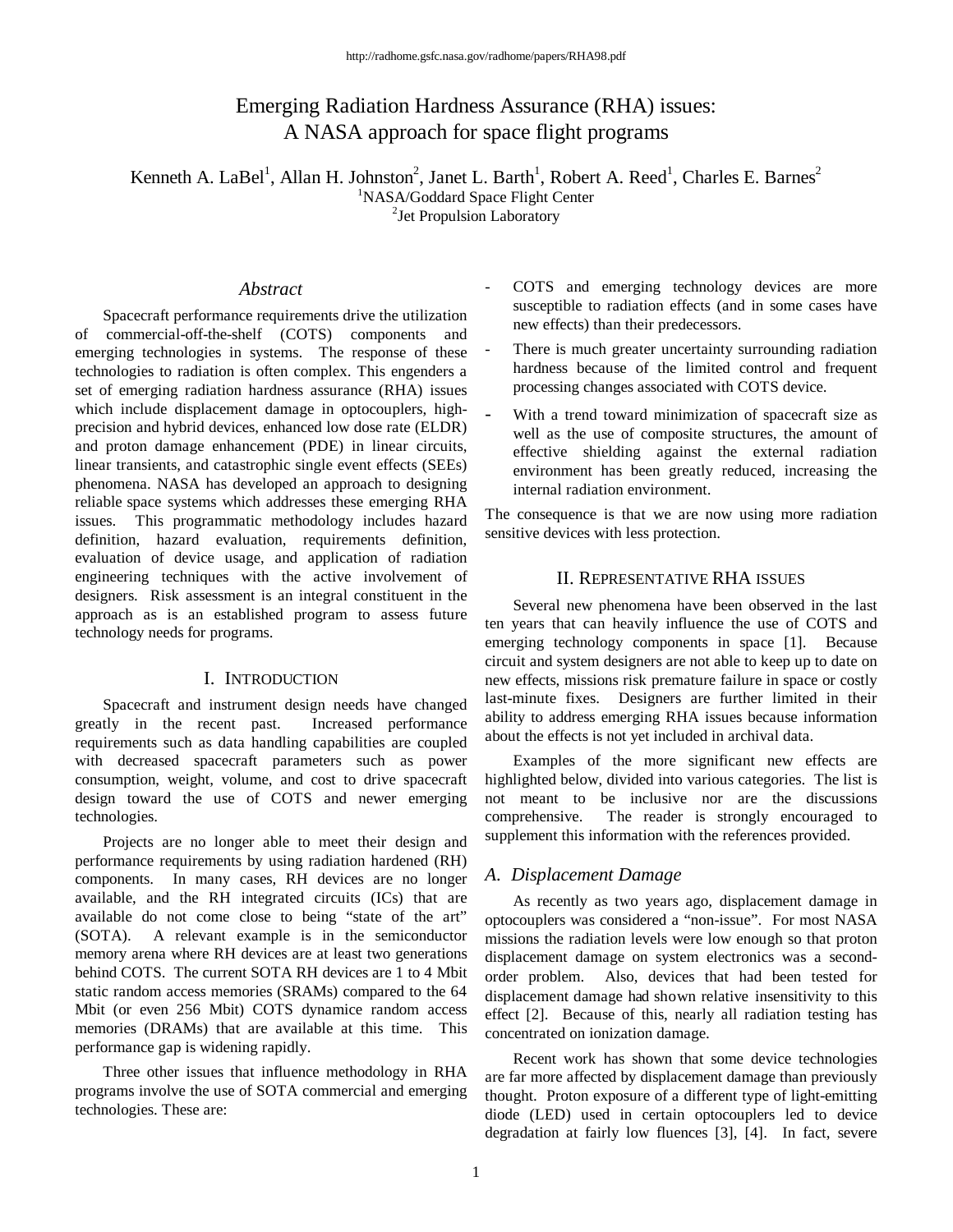# Emerging Radiation Hardness Assurance (RHA) issues: A NASA approach for space flight programs

Kenneth A. LaBel[1], Allan H. Johnston[2], Janet L. Barth[1], Robert A. Reed[1], Charles E. Barnes[2]

[1]NASA/Goddard Space Flight Center

[2]Jet Propulsion Laboratory

## *Abstract*

Spacecraft performance requirements drive the utilization of commercial-off-the-shelf (COTS) components and emerging technologies in systems. The response of these technologies to radiation is often complex. This engenders a set of emerging radiation hardness assurance (RHA) issues which include displacement damage in optocouplers, high-precision and hybrid devices, enhanced low dose rate (ELDR) and proton damage enhancement (PDE) in linear circuits, linear transients, and catastrophic single event effects (SEEs) phenomena. NASA has developed an approach to designing reliable space systems which addresses these emerging RHA issues. This programmatic methodology includes hazard definition, hazard evaluation, requirements definition, evaluation of device usage, and application of radiation engineering techniques with the active involvement of designers. Risk assessment is an integral constituent in the approach as is an established program to assess future technology needs for programs.

## I. Introduction

Spacecraft and instrument design needs have changed greatly in the recent past. Increased performance requirements such as data handling capabilities are coupled with decreased spacecraft parameters such as power consumption, weight, volume, and cost to drive spacecraft design toward the use of COTS and newer emerging technologies.

Projects are no longer able to meet their design and performance requirements by using radiation hardened (RH) components. In many cases, RH devices are no longer available, and the RH integrated circuits (ICs) that are available do not come close to being "state of the art" (SOTA). A relevant example is in the semiconductor memory arena where RH devices are at least two generations behind COTS. The current SOTA RH devices are 1 to 4 Mbit static random access memories (SRAMs) compared to the 64 Mbit (or even 256 Mbit) COTS dynamice random access memories (DRAMs) that are available at this time. This performance gap is widening rapidly.

Three other issues that influence methodology in RHA programs involve the use of SOTA commercial and emerging technologies. These are:

- COTS and emerging technology devices are more susceptible to radiation effects (and in some cases have new effects) than their predecessors.
- There is much greater uncertainty surrounding radiation hardness because of the limited control and frequent processing changes associated with COTS device.
- With a trend toward minimization of spacecraft size as well as the use of composite structures, the amount of effective shielding against the external radiation environment has been greatly reduced, increasing the internal radiation environment.

The consequence is that we are now using more radiation sensitive devices with less protection.

## II. Representative RHA issues

Several new phenomena have been observed in the last ten years that can heavily influence the use of COTS and emerging technology components in space [1]. Because circuit and system designers are not able to keep up to date on new effects, missions risk premature failure in space or costly last-minute fixes. Designers are further limited in their ability to address emerging RHA issues because information about the effects is not yet included in archival data.

Examples of the more significant new effects are highlighted below, divided into various categories. The list is not meant to be inclusive nor are the discussions comprehensive. The reader is strongly encouraged to supplement this information with the references provided.

### *A. Displacement Damage*

As recently as two years ago, displacement damage in optocouplers was considered a "non-issue". For most NASA missions the radiation levels were low enough so that proton displacement damage on system electronics was a second-order problem. Also, devices that had been tested for displacement damage had shown relative insensitivity to this effect [2]. Because of this, nearly all radiation testing has concentrated on ionization damage.

Recent work has shown that some device technologies are far more affected by displacement damage than previously thought. Proton exposure of a different type of light-emitting diode (LED) used in certain optocouplers led to device degradation at fairly low fluences [3], [4]. In fact, severe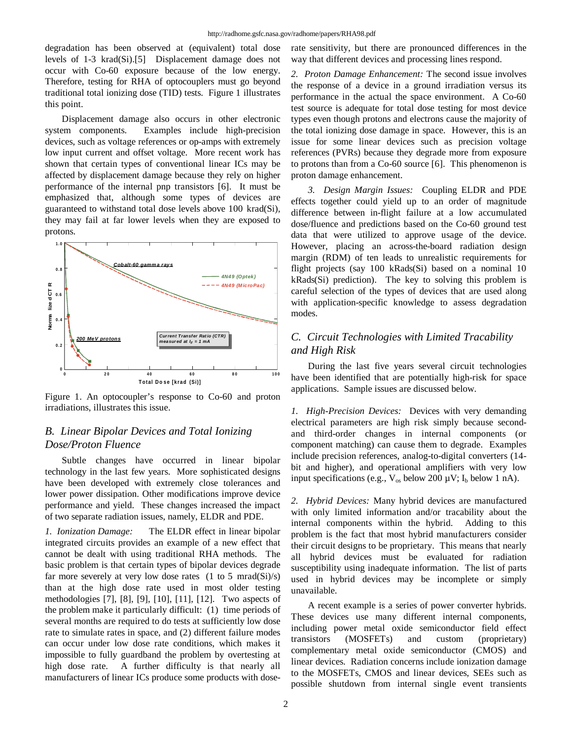degradation has been observed at (equivalent) total dose levels of 1-3 krad(Si).[5] Displacement damage does not occur with Co-60 exposure because of the low energy. Therefore, testing for RHA of optocouplers must go beyond traditional total ionizing dose (TID) tests. Figure 1 illustrates this point.

Displacement damage also occurs in other electronic system components. Examples include high-precision devices, such as voltage references or op-amps with extremely low input current and offset voltage. More recent work has shown that certain types of conventional linear ICs may be affected by displacement damage because they rely on higher performance of the internal pnp transistors [6]. It must be emphasized that, although some types of devices are guaranteed to withstand total dose levels above 100 krad(Si), they may fail at far lower levels when they are exposed to protons.

Figure 1. An optocoupler's response to Co-60 and proton irradiations, illustrates this issue.

## B. Linear Bipolar Devices and Total Ionizing Dose/Proton Fluence

Subtle changes have occurred in linear bipolar technology in the last few years. More sophisticated designs have been developed with extremely close tolerances and lower power dissipation. Other modifications improve device performance and yield. These changes increased the impact of two separate radiation issues, namely, ELDR and PDE.

*1. Ionization Damage:* The ELDR effect in linear bipolar integrated circuits provides an example of a new effect that cannot be dealt with using traditional RHA methods. The basic problem is that certain types of bipolar devices degrade far more severely at very low dose rates (1 to 5 mrad(Si)/s) than at the high dose rate used in most older testing methodologies [7], [8], [9], [10], [11], [12]. Two aspects of the problem make it particularly difficult: (1) time periods of several months are required to do tests at sufficiently low dose rate to simulate rates in space, and (2) different failure modes can occur under low dose rate conditions, which makes it impossible to fully guardband the problem by overtesting at high dose rate. A further difficulty is that nearly all manufacturers of linear ICs produce some products with dose-rate sensitivity, but there are pronounced differences in the way that different devices and processing lines respond.

*2. Proton Damage Enhancement:* The second issue involves the response of a device in a ground irradiation versus its performance in the actual the space environment. A Co-60 test source is adequate for total dose testing for most device types even though protons and electrons cause the majority of the total ionizing dose damage in space. However, this is an issue for some linear devices such as precision voltage references (PVRs) because they degrade more from exposure to protons than from a Co-60 source [6]. This phenomenon is proton damage enhancement.

*3. Design Margin Issues:* Coupling ELDR and PDE effects together could yield up to an order of magnitude difference between in-flight failure at a low accumulated dose/fluence and predictions based on the Co-60 ground test data that were utilized to approve usage of the device. However, placing an across-the-board radiation design margin (RDM) of ten leads to unrealistic requirements for flight projects (say 100 kRads(Si) based on a nominal 10 kRads(Si) prediction). The key to solving this problem is careful selection of the types of devices that are used along with application-specific knowledge to assess degradation modes.

## C. Circuit Technologies with Limited Tracability and High Risk

During the last five years several circuit technologies have been identified that are potentially high-risk for space applications. Sample issues are discussed below.

*1. High-Precision Devices:* Devices with very demanding electrical parameters are high risk simply because second- and third-order changes in internal components (or component matching) can cause them to degrade. Examples include precision references, analog-to-digital converters (14-bit and higher), and operational amplifiers with very low input specifications (e.g., $V_{os}$ below 200 µV; $I_b$ below 1 nA).

*2. Hybrid Devices:* Many hybrid devices are manufactured with only limited information and/or tracability about the internal components within the hybrid. Adding to this problem is the fact that most hybrid manufacturers consider their circuit designs to be proprietary. This means that nearly all hybrid devices must be evaluated for radiation susceptibility using inadequate information. The list of parts used in hybrid devices may be incomplete or simply unavailable.

A recent example is a series of power converter hybrids. These devices use many different internal components, including power metal oxide semiconductor field effect transistors (MOSFETs) and custom (proprietary) complementary metal oxide semiconductor (CMOS) and linear devices. Radiation concerns include ionization damage to the MOSFETs, CMOS and linear devices, SEEs such as possible shutdown from internal single event transients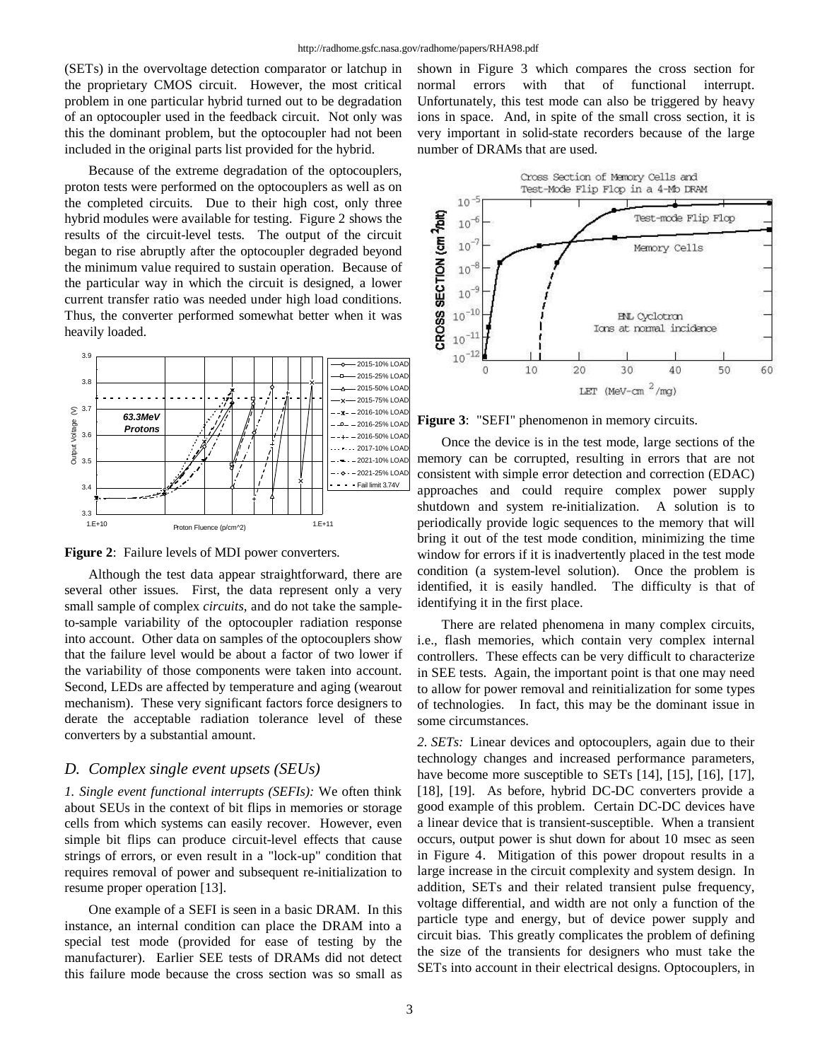(SETs) in the overvoltage detection comparator or latchup in the proprietary CMOS circuit. However, the most critical problem in one particular hybrid turned out to be degradation of an optocoupler used in the feedback circuit. Not only was this the dominant problem, but the optocoupler had not been included in the original parts list provided for the hybrid.

Because of the extreme degradation of the optocouplers, proton tests were performed on the optocouplers as well as on the completed circuits. Due to their high cost, only three hybrid modules were available for testing. Figure 2 shows the results of the circuit-level tests. The output of the circuit began to rise abruptly after the optocoupler degraded beyond the minimum value required to sustain operation. Because of the particular way in which the circuit is designed, a lower current transfer ratio was needed under high load conditions. Thus, the converter performed somewhat better when it was heavily loaded.

**Figure 2**: Failure levels of MDI power converters.

Although the test data appear straightforward, there are several other issues. First, the data represent only a very small sample of complex *circuits*, and do not take the sample-to-sample variability of the optocoupler radiation response into account. Other data on samples of the optocouplers show that the failure level would be about a factor of two lower if the variability of those components were taken into account. Second, LEDs are affected by temperature and aging (wearout mechanism). These very significant factors force designers to derate the acceptable radiation tolerance level of these converters by a substantial amount.

## *D. Complex single event upsets (SEUs)*

*1. Single event functional interrupts (SEFIs):* We often think about SEUs in the context of bit flips in memories or storage cells from which systems can easily recover. However, even simple bit flips can produce circuit-level effects that cause strings of errors, or even result in a "lock-up" condition that requires removal of power and subsequent re-initialization to resume proper operation [13].

One example of a SEFI is seen in a basic DRAM. In this instance, an internal condition can place the DRAM into a special test mode (provided for ease of testing by the manufacturer). Earlier SEE tests of DRAMs did not detect this failure mode because the cross section was so small as shown in Figure 3 which compares the cross section for normal errors with that of functional interrupt. Unfortunately, this test mode can also be triggered by heavy ions in space. And, in spite of the small cross section, it is very important in solid-state recorders because of the large number of DRAMs that are used.

**Figure 3**: "SEFI" phenomenon in memory circuits.

Once the device is in the test mode, large sections of the memory can be corrupted, resulting in errors that are not consistent with simple error detection and correction (EDAC) approaches and could require complex power supply shutdown and system re-initialization. A solution is to periodically provide logic sequences to the memory that will bring it out of the test mode condition, minimizing the time window for errors if it is inadvertently placed in the test mode condition (a system-level solution). Once the problem is identified, it is easily handled. The difficulty is that of identifying it in the first place.

There are related phenomena in many complex circuits, i.e., flash memories, which contain very complex internal controllers. These effects can be very difficult to characterize in SEE tests. Again, the important point is that one may need to allow for power removal and reinitialization for some types of technologies. In fact, this may be the dominant issue in some circumstances.

*2. SETs:* Linear devices and optocouplers, again due to their technology changes and increased performance parameters, have become more susceptible to SETs [14], [15], [16], [17], [18], [19]. As before, hybrid DC-DC converters provide a good example of this problem. Certain DC-DC devices have a linear device that is transient-susceptible. When a transient occurs, output power is shut down for about 10 msec as seen in Figure 4. Mitigation of this power dropout results in a large increase in the circuit complexity and system design. In addition, SETs and their related transient pulse frequency, voltage differential, and width are not only a function of the particle type and energy, but of device power supply and circuit bias. This greatly complicates the problem of defining the size of the transients for designers who must take the SETs into account in their electrical designs. Optocouplers, in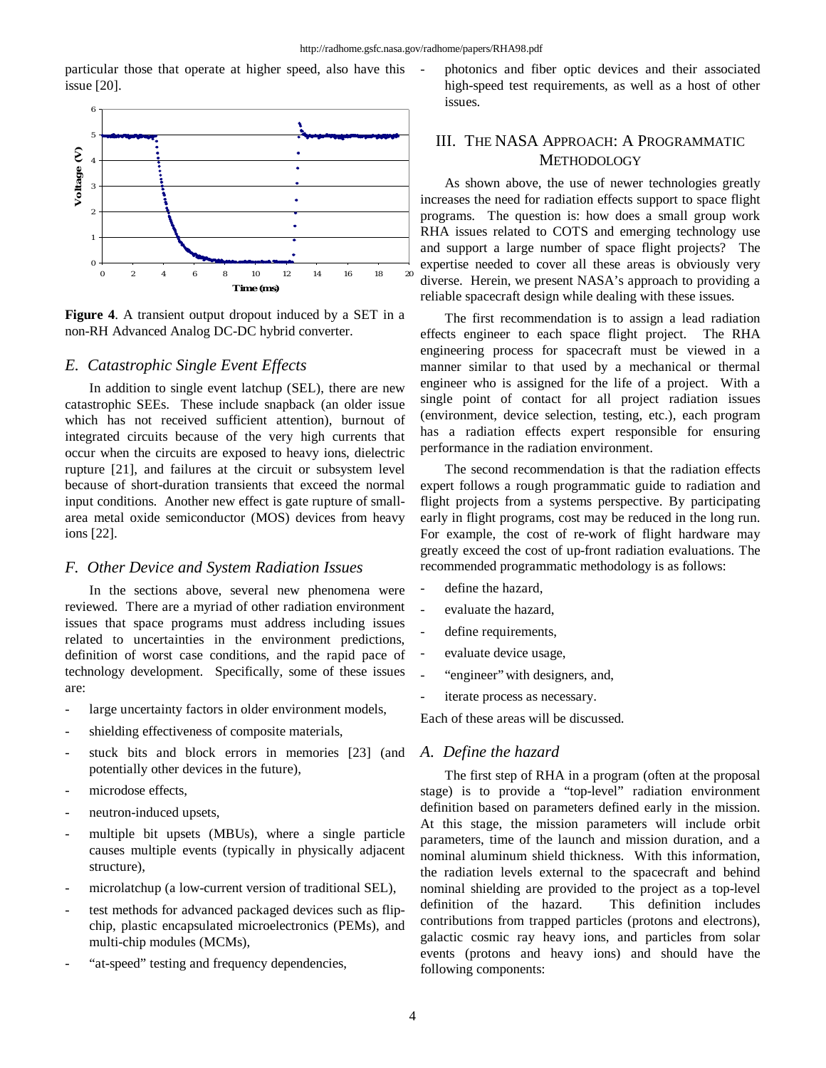particular those that operate at higher speed, also have this issue [20].

**Figure 4**. A transient output dropout induced by a SET in a non-RH Advanced Analog DC-DC hybrid converter.

### *E. Catastrophic Single Event Effects*

In addition to single event latchup (SEL), there are new catastrophic SEEs. These include snapback (an older issue which has not received sufficient attention), burnout of integrated circuits because of the very high currents that occur when the circuits are exposed to heavy ions, dielectric rupture [21], and failures at the circuit or subsystem level because of short-duration transients that exceed the normal input conditions. Another new effect is gate rupture of small-area metal oxide semiconductor (MOS) devices from heavy ions [22].

### *F. Other Device and System Radiation Issues*

In the sections above, several new phenomena were reviewed. There are a myriad of other radiation environment issues that space programs must address including issues related to uncertainties in the environment predictions, definition of worst case conditions, and the rapid pace of technology development. Specifically, some of these issues are:

- large uncertainty factors in older environment models,
- shielding effectiveness of composite materials,
- stuck bits and block errors in memories [23] (and potentially other devices in the future),
- microdose effects,
- neutron-induced upsets,
- multiple bit upsets (MBUs), where a single particle causes multiple events (typically in physically adjacent structure),
- microlatchup (a low-current version of traditional SEL),
- test methods for advanced packaged devices such as flip-chip, plastic encapsulated microelectronics (PEMs), and multi-chip modules (MCMs),
- "at-speed" testing and frequency dependencies,
- photonics and fiber optic devices and their associated high-speed test requirements, as well as a host of other issues.

## III. The NASA Approach: A Programmatic Methodology

As shown above, the use of newer technologies greatly increases the need for radiation effects support to space flight programs. The question is: how does a small group work RHA issues related to COTS and emerging technology use and support a large number of space flight projects? The expertise needed to cover all these areas is obviously very diverse. Herein, we present NASA's approach to providing a reliable spacecraft design while dealing with these issues.

The first recommendation is to assign a lead radiation effects engineer to each space flight project. The RHA engineering process for spacecraft must be viewed in a manner similar to that used by a mechanical or thermal engineer who is assigned for the life of a project. With a single point of contact for all project radiation issues (environment, device selection, testing, etc.), each program has a radiation effects expert responsible for ensuring performance in the radiation environment.

The second recommendation is that the radiation effects expert follows a rough programmatic guide to radiation and flight projects from a systems perspective. By participating early in flight programs, cost may be reduced in the long run. For example, the cost of re-work of flight hardware may greatly exceed the cost of up-front radiation evaluations. The recommended programmatic methodology is as follows:

- define the hazard,
- evaluate the hazard,
- define requirements,
- evaluate device usage,
- "engineer" with designers, and,
- iterate process as necessary.

Each of these areas will be discussed.

### *A. Define the hazard*

The first step of RHA in a program (often at the proposal stage) is to provide a "top-level" radiation environment definition based on parameters defined early in the mission. At this stage, the mission parameters will include orbit parameters, time of the launch and mission duration, and a nominal aluminum shield thickness. With this information, the radiation levels external to the spacecraft and behind nominal shielding are provided to the project as a top-level definition of the hazard. This definition includes contributions from trapped particles (protons and electrons), galactic cosmic ray heavy ions, and particles from solar events (protons and heavy ions) and should have the following components: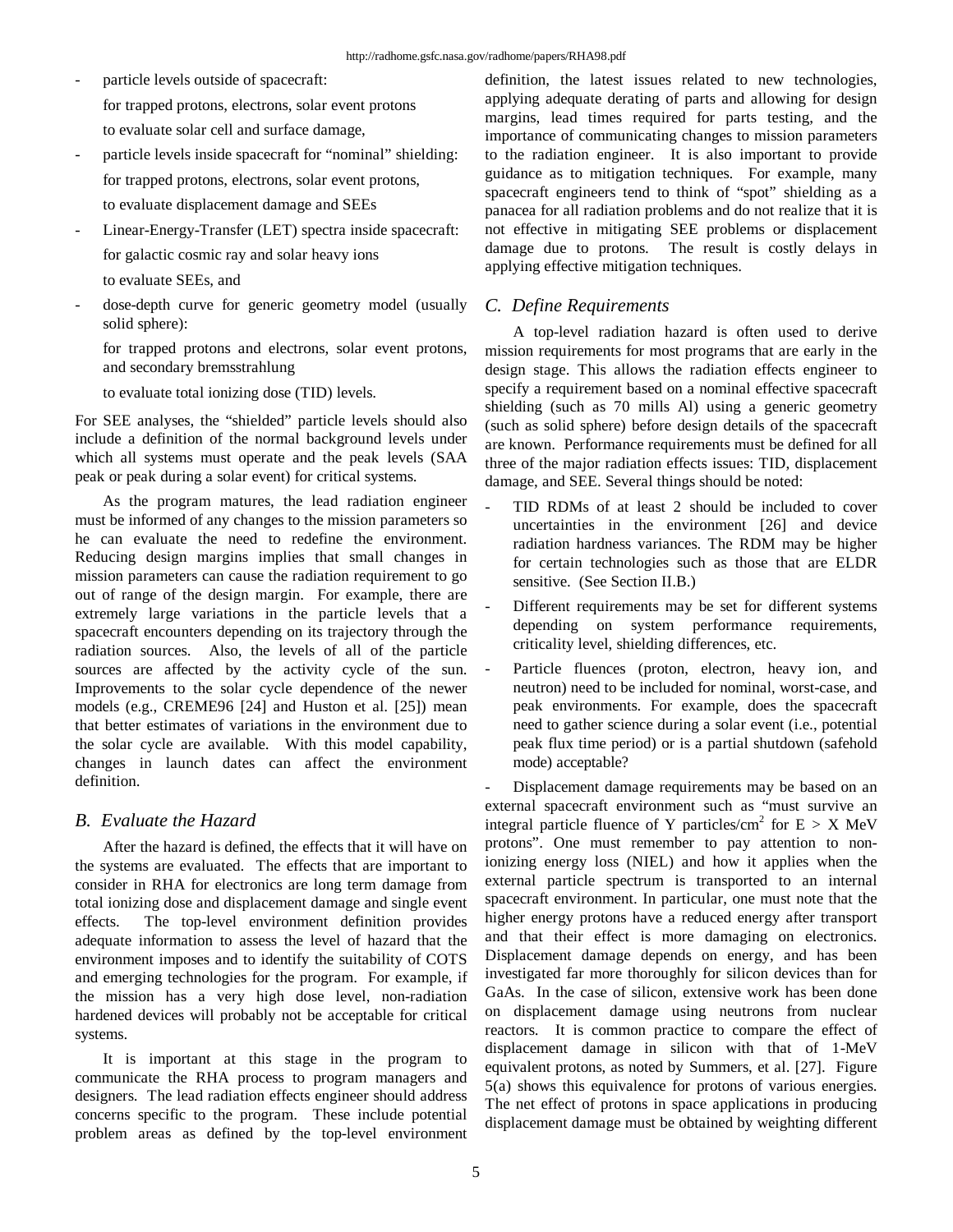- particle levels outside of spacecraft:

  for trapped protons, electrons, solar event protons

  to evaluate solar cell and surface damage,

- particle levels inside spacecraft for "nominal" shielding:

  for trapped protons, electrons, solar event protons,

  to evaluate displacement damage and SEEs

- Linear-Energy-Transfer (LET) spectra inside spacecraft:

  for galactic cosmic ray and solar heavy ions

  to evaluate SEEs, and

- dose-depth curve for generic geometry model (usually solid sphere):

  for trapped protons and electrons, solar event protons, and secondary bremsstrahlung

  to evaluate total ionizing dose (TID) levels.

For SEE analyses, the "shielded" particle levels should also include a definition of the normal background levels under which all systems must operate and the peak levels (SAA peak or peak during a solar event) for critical systems.

As the program matures, the lead radiation engineer must be informed of any changes to the mission parameters so he can evaluate the need to redefine the environment. Reducing design margins implies that small changes in mission parameters can cause the radiation requirement to go out of range of the design margin. For example, there are extremely large variations in the particle levels that a spacecraft encounters depending on its trajectory through the radiation sources. Also, the levels of all of the particle sources are affected by the activity cycle of the sun. Improvements to the solar cycle dependence of the newer models (e.g., CREME96 [24] and Huston et al. [25]) mean that better estimates of variations in the environment due to the solar cycle are available. With this model capability, changes in launch dates can affect the environment definition.

## *B. Evaluate the Hazard*

After the hazard is defined, the effects that it will have on the systems are evaluated. The effects that are important to consider in RHA for electronics are long term damage from total ionizing dose and displacement damage and single event effects. The top-level environment definition provides adequate information to assess the level of hazard that the environment imposes and to identify the suitability of COTS and emerging technologies for the program. For example, if the mission has a very high dose level, non-radiation hardened devices will probably not be acceptable for critical systems.

It is important at this stage in the program to communicate the RHA process to program managers and designers. The lead radiation effects engineer should address concerns specific to the program. These include potential problem areas as defined by the top-level environment definition, the latest issues related to new technologies, applying adequate derating of parts and allowing for design margins, lead times required for parts testing, and the importance of communicating changes to mission parameters to the radiation engineer. It is also important to provide guidance as to mitigation techniques. For example, many spacecraft engineers tend to think of "spot" shielding as a panacea for all radiation problems and do not realize that it is not effective in mitigating SEE problems or displacement damage due to protons. The result is costly delays in applying effective mitigation techniques.

## *C. Define Requirements*

A top-level radiation hazard is often used to derive mission requirements for most programs that are early in the design stage. This allows the radiation effects engineer to specify a requirement based on a nominal effective spacecraft shielding (such as 70 mills Al) using a generic geometry (such as solid sphere) before design details of the spacecraft are known. Performance requirements must be defined for all three of the major radiation effects issues: TID, displacement damage, and SEE. Several things should be noted:

- TID RDMs of at least 2 should be included to cover uncertainties in the environment [26] and device radiation hardness variances. The RDM may be higher for certain technologies such as those that are ELDR sensitive. (See Section II.B.)
- Different requirements may be set for different systems depending on system performance requirements, criticality level, shielding differences, etc.
- Particle fluences (proton, electron, heavy ion, and neutron) need to be included for nominal, worst-case, and peak environments. For example, does the spacecraft need to gather science during a solar event (i.e., potential peak flux time period) or is a partial shutdown (safehold mode) acceptable?
- Displacement damage requirements may be based on an external spacecraft environment such as "must survive an integral particle fluence of Y particles/cm$^2$ for E > X MeV protons". One must remember to pay attention to non-ionizing energy loss (NIEL) and how it applies when the external particle spectrum is transported to an internal spacecraft environment. In particular, one must note that the higher energy protons have a reduced energy after transport and that their effect is more damaging on electronics. Displacement damage depends on energy, and has been investigated far more thoroughly for silicon devices than for GaAs. In the case of silicon, extensive work has been done on displacement damage using neutrons from nuclear reactors. It is common practice to compare the effect of displacement damage in silicon with that of 1-MeV equivalent protons, as noted by Summers, et al. [27]. Figure 5(a) shows this equivalence for protons of various energies. The net effect of protons in space applications in producing displacement damage must be obtained by weighting different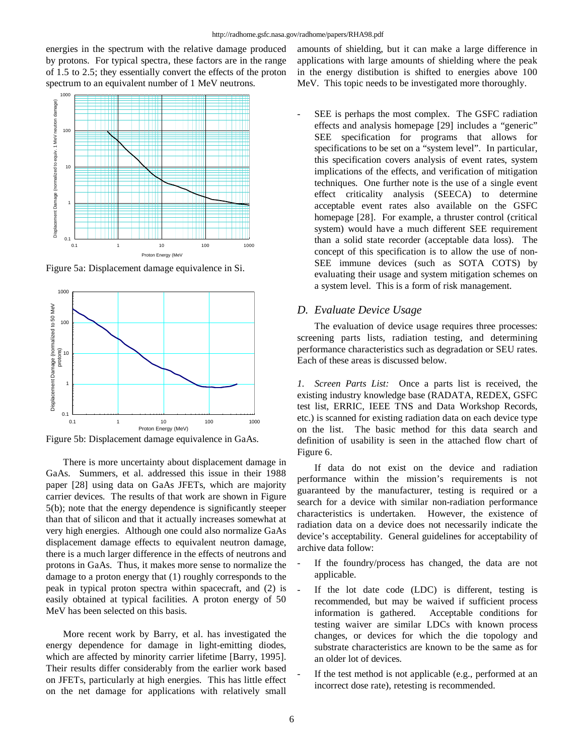energies in the spectrum with the relative damage produced by protons. For typical spectra, these factors are in the range of 1.5 to 2.5; they essentially convert the effects of the proton spectrum to an equivalent number of 1 MeV neutrons.

Figure 5a: Displacement damage equivalence in Si.

Figure 5b: Displacement damage equivalence in GaAs.

There is more uncertainty about displacement damage in GaAs. Summers, et al. addressed this issue in their 1988 paper [28] using data on GaAs JFETs, which are majority carrier devices. The results of that work are shown in Figure 5(b); note that the energy dependence is significantly steeper than that of silicon and that it actually increases somewhat at very high energies. Although one could also normalize GaAs displacement damage effects to equivalent neutron damage, there is a much larger difference in the effects of neutrons and protons in GaAs. Thus, it makes more sense to normalize the damage to a proton energy that (1) roughly corresponds to the peak in typical proton spectra within spacecraft, and (2) is easily obtained at typical facilities. A proton energy of 50 MeV has been selected on this basis.

More recent work by Barry, et al. has investigated the energy dependence for damage in light-emitting diodes, which are affected by minority carrier lifetime [Barry, 1995]. Their results differ considerably from the earlier work based on JFETs, particularly at high energies. This has little effect on the net damage for applications with relatively small amounts of shielding, but it can make a large difference in applications with large amounts of shielding where the peak in the energy distibution is shifted to energies above 100 MeV. This topic needs to be investigated more thoroughly.

- SEE is perhaps the most complex. The GSFC radiation effects and analysis homepage [29] includes a "generic" SEE specification for programs that allows for specifications to be set on a "system level". In particular, this specification covers analysis of event rates, system implications of the effects, and verification of mitigation techniques. One further note is the use of a single event effect criticality analysis (SEECA) to determine acceptable event rates also available on the GSFC homepage [28]. For example, a thruster control (critical system) would have a much different SEE requirement than a solid state recorder (acceptable data loss). The concept of this specification is to allow the use of non-SEE immune devices (such as SOTA COTS) by evaluating their usage and system mitigation schemes on a system level. This is a form of risk management.

## *D. Evaluate Device Usage*

The evaluation of device usage requires three processes: screening parts lists, radiation testing, and determining performance characteristics such as degradation or SEU rates. Each of these areas is discussed below.

*1. Screen Parts List:* Once a parts list is received, the existing industry knowledge base (RADATA, REDEX, GSFC test list, ERRIC, IEEE TNS and Data Workshop Records, etc.) is scanned for existing radiation data on each device type on the list. The basic method for this data search and definition of usability is seen in the attached flow chart of Figure 6.

If data do not exist on the device and radiation performance within the mission's requirements is not guaranteed by the manufacturer, testing is required or a search for a device with similar non-radiation performance characteristics is undertaken. However, the existence of radiation data on a device does not necessarily indicate the device's acceptability. General guidelines for acceptability of archive data follow:

- If the foundry/process has changed, the data are not applicable.
- If the lot date code (LDC) is different, testing is recommended, but may be waived if sufficient process information is gathered. Acceptable conditions for testing waiver are similar LDCs with known process changes, or devices for which the die topology and substrate characteristics are known to be the same as for an older lot of devices.
- If the test method is not applicable (e.g., performed at an incorrect dose rate), retesting is recommended.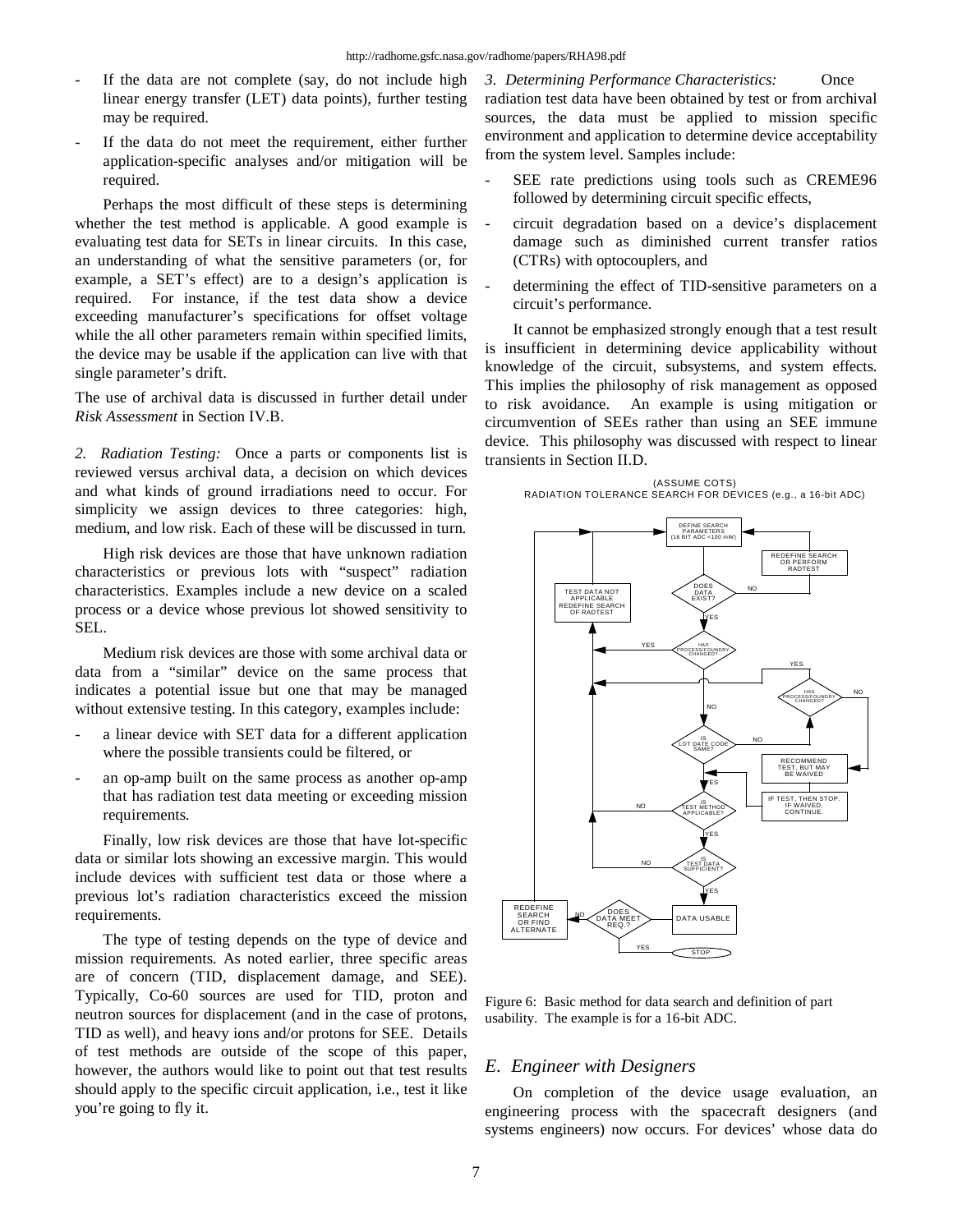- If the data are not complete (say, do not include high linear energy transfer (LET) data points), further testing may be required.
- If the data do not meet the requirement, either further application-specific analyses and/or mitigation will be required.

Perhaps the most difficult of these steps is determining whether the test method is applicable. A good example is evaluating test data for SETs in linear circuits. In this case, an understanding of what the sensitive parameters (or, for example, a SET's effect) are to a design's application is required. For instance, if the test data show a device exceeding manufacturer's specifications for offset voltage while the all other parameters remain within specified limits, the device may be usable if the application can live with that single parameter's drift.

The use of archival data is discussed in further detail under *Risk Assessment* in Section IV.B.

*2. Radiation Testing:* Once a parts or components list is reviewed versus archival data, a decision on which devices and what kinds of ground irradiations need to occur. For simplicity we assign devices to three categories: high, medium, and low risk. Each of these will be discussed in turn.

High risk devices are those that have unknown radiation characteristics or previous lots with "suspect" radiation characteristics. Examples include a new device on a scaled process or a device whose previous lot showed sensitivity to SEL.

Medium risk devices are those with some archival data or data from a "similar" device on the same process that indicates a potential issue but one that may be managed without extensive testing. In this category, examples include:

- a linear device with SET data for a different application where the possible transients could be filtered, or
- an op-amp built on the same process as another op-amp that has radiation test data meeting or exceeding mission requirements.

Finally, low risk devices are those that have lot-specific data or similar lots showing an excessive margin. This would include devices with sufficient test data or those where a previous lot's radiation characteristics exceed the mission requirements.

The type of testing depends on the type of device and mission requirements. As noted earlier, three specific areas are of concern (TID, displacement damage, and SEE). Typically, Co-60 sources are used for TID, proton and neutron sources for displacement (and in the case of protons, TID as well), and heavy ions and/or protons for SEE. Details of test methods are outside of the scope of this paper, however, the authors would like to point out that test results should apply to the specific circuit application, i.e., test it like you're going to fly it.

*3. Determining Performance Characteristics:* Once radiation test data have been obtained by test or from archival sources, the data must be applied to mission specific environment and application to determine device acceptability from the system level. Samples include:

- SEE rate predictions using tools such as CREME96 followed by determining circuit specific effects,
- circuit degradation based on a device's displacement damage such as diminished current transfer ratios (CTRs) with optocouplers, and
- determining the effect of TID-sensitive parameters on a circuit's performance.

It cannot be emphasized strongly enough that a test result is insufficient in determining device applicability without knowledge of the circuit, subsystems, and system effects. This implies the philosophy of risk management as opposed to risk avoidance. An example is using mitigation or circumvention of SEEs rather than using an SEE immune device. This philosophy was discussed with respect to linear transients in Section II.D.

(ASSUME COTS)
RADIATION TOLERANCE SEARCH FOR DEVICES (e.g., a 16-bit ADC)

Figure 6: Basic method for data search and definition of part usability. The example is for a 16-bit ADC.

## *E. Engineer with Designers*

On completion of the device usage evaluation, an engineering process with the spacecraft designers (and systems engineers) now occurs. For devices' whose data do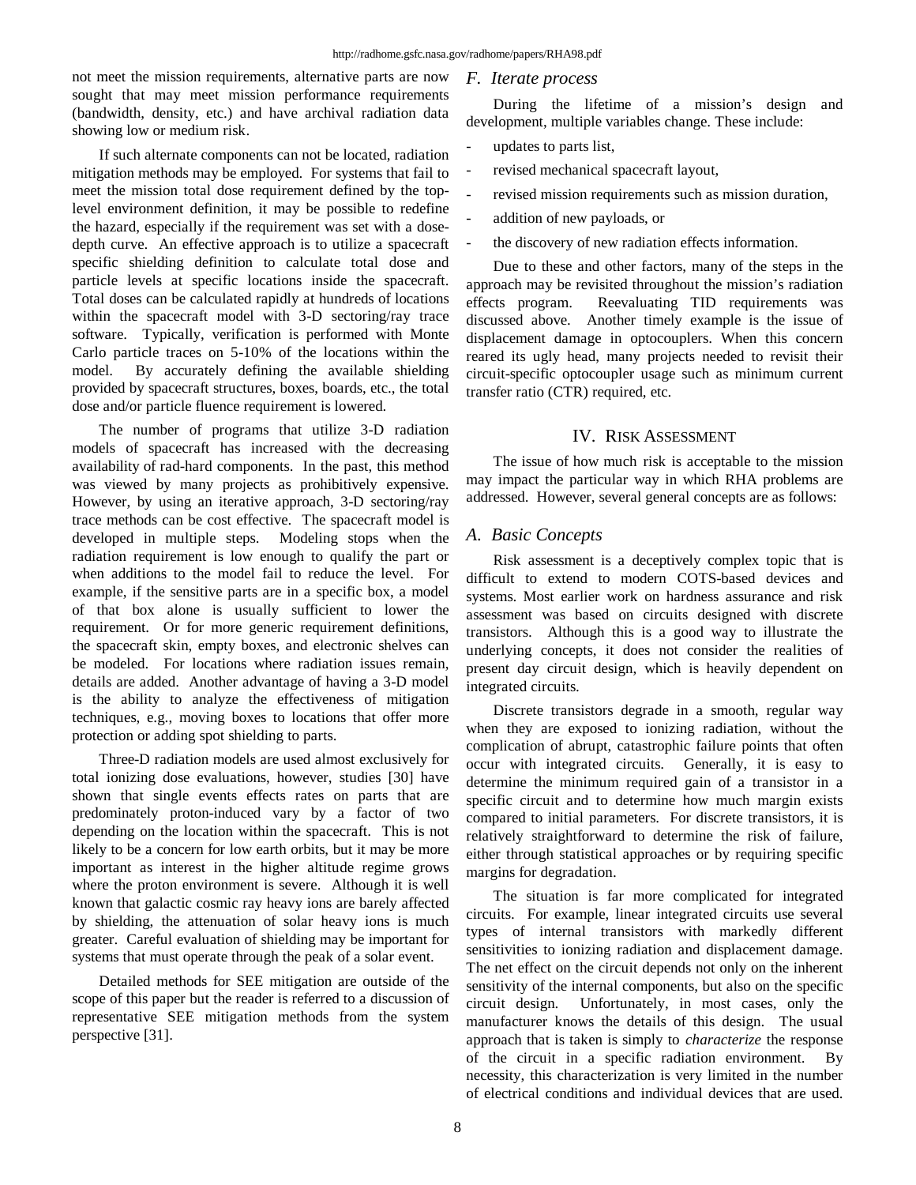not meet the mission requirements, alternative parts are now sought that may meet mission performance requirements (bandwidth, density, etc.) and have archival radiation data showing low or medium risk.

If such alternate components can not be located, radiation mitigation methods may be employed. For systems that fail to meet the mission total dose requirement defined by the top-level environment definition, it may be possible to redefine the hazard, especially if the requirement was set with a dose-depth curve. An effective approach is to utilize a spacecraft specific shielding definition to calculate total dose and particle levels at specific locations inside the spacecraft. Total doses can be calculated rapidly at hundreds of locations within the spacecraft model with 3-D sectoring/ray trace software. Typically, verification is performed with Monte Carlo particle traces on 5-10% of the locations within the model. By accurately defining the available shielding provided by spacecraft structures, boxes, boards, etc., the total dose and/or particle fluence requirement is lowered.

The number of programs that utilize 3-D radiation models of spacecraft has increased with the decreasing availability of rad-hard components. In the past, this method was viewed by many projects as prohibitively expensive. However, by using an iterative approach, 3-D sectoring/ray trace methods can be cost effective. The spacecraft model is developed in multiple steps. Modeling stops when the radiation requirement is low enough to qualify the part or when additions to the model fail to reduce the level. For example, if the sensitive parts are in a specific box, a model of that box alone is usually sufficient to lower the requirement. Or for more generic requirement definitions, the spacecraft skin, empty boxes, and electronic shelves can be modeled. For locations where radiation issues remain, details are added. Another advantage of having a 3-D model is the ability to analyze the effectiveness of mitigation techniques, e.g., moving boxes to locations that offer more protection or adding spot shielding to parts.

Three-D radiation models are used almost exclusively for total ionizing dose evaluations, however, studies [30] have shown that single events effects rates on parts that are predominately proton-induced vary by a factor of two depending on the location within the spacecraft. This is not likely to be a concern for low earth orbits, but it may be more important as interest in the higher altitude regime grows where the proton environment is severe. Although it is well known that galactic cosmic ray heavy ions are barely affected by shielding, the attenuation of solar heavy ions is much greater. Careful evaluation of shielding may be important for systems that must operate through the peak of a solar event.

Detailed methods for SEE mitigation are outside of the scope of this paper but the reader is referred to a discussion of representative SEE mitigation methods from the system perspective [31].

### *F. Iterate process*

During the lifetime of a mission's design and development, multiple variables change. These include:

- updates to parts list,
- revised mechanical spacecraft layout,
- revised mission requirements such as mission duration,
- addition of new payloads, or
- the discovery of new radiation effects information.

Due to these and other factors, many of the steps in the approach may be revisited throughout the mission's radiation effects program. Reevaluating TID requirements was discussed above. Another timely example is the issue of displacement damage in optocouplers. When this concern reared its ugly head, many projects needed to revisit their circuit-specific optocoupler usage such as minimum current transfer ratio (CTR) required, etc.

## IV. Risk Assessment

The issue of how much risk is acceptable to the mission may impact the particular way in which RHA problems are addressed. However, several general concepts are as follows:

### *A. Basic Concepts*

Risk assessment is a deceptively complex topic that is difficult to extend to modern COTS-based devices and systems. Most earlier work on hardness assurance and risk assessment was based on circuits designed with discrete transistors. Although this is a good way to illustrate the underlying concepts, it does not consider the realities of present day circuit design, which is heavily dependent on integrated circuits.

Discrete transistors degrade in a smooth, regular way when they are exposed to ionizing radiation, without the complication of abrupt, catastrophic failure points that often occur with integrated circuits. Generally, it is easy to determine the minimum required gain of a transistor in a specific circuit and to determine how much margin exists compared to initial parameters. For discrete transistors, it is relatively straightforward to determine the risk of failure, either through statistical approaches or by requiring specific margins for degradation.

The situation is far more complicated for integrated circuits. For example, linear integrated circuits use several types of internal transistors with markedly different sensitivities to ionizing radiation and displacement damage. The net effect on the circuit depends not only on the inherent sensitivity of the internal components, but also on the specific circuit design. Unfortunately, in most cases, only the manufacturer knows the details of this design. The usual approach that is taken is simply to *characterize* the response of the circuit in a specific radiation environment. By necessity, this characterization is very limited in the number of electrical conditions and individual devices that are used.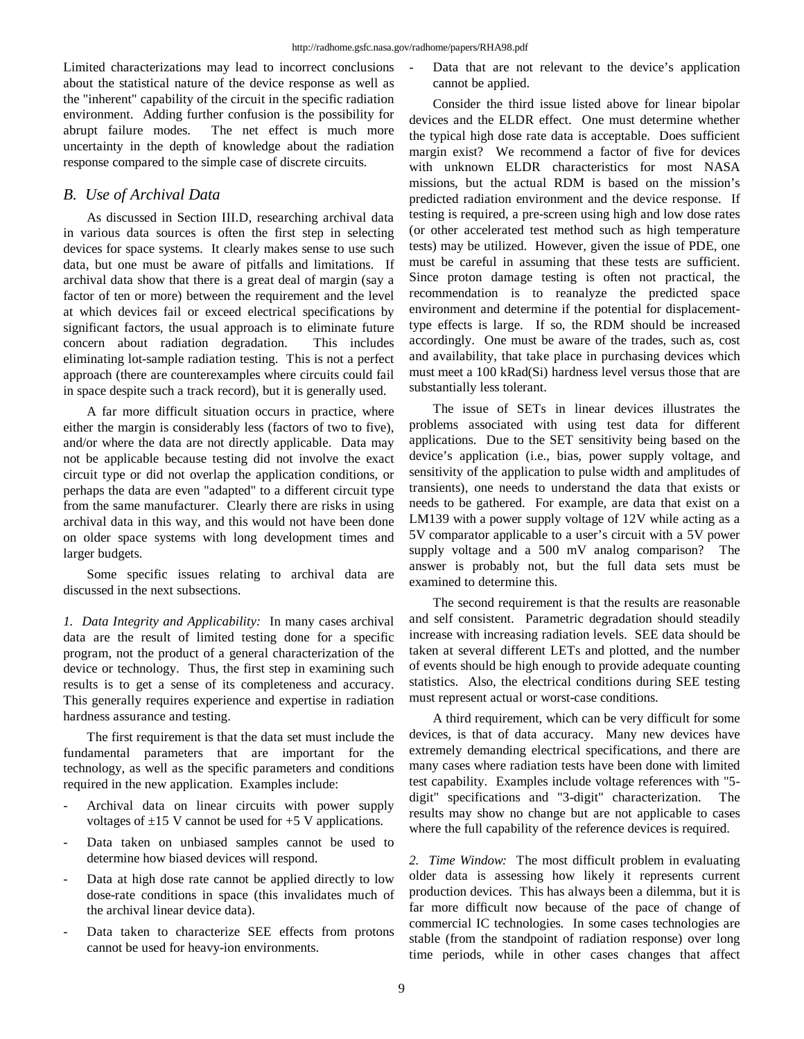Limited characterizations may lead to incorrect conclusions about the statistical nature of the device response as well as the "inherent" capability of the circuit in the specific radiation environment. Adding further confusion is the possibility for abrupt failure modes. The net effect is much more uncertainty in the depth of knowledge about the radiation response compared to the simple case of discrete circuits.

## *B. Use of Archival Data*

As discussed in Section III.D, researching archival data in various data sources is often the first step in selecting devices for space systems. It clearly makes sense to use such data, but one must be aware of pitfalls and limitations. If archival data show that there is a great deal of margin (say a factor of ten or more) between the requirement and the level at which devices fail or exceed electrical specifications by significant factors, the usual approach is to eliminate future concern about radiation degradation. This includes eliminating lot-sample radiation testing. This is not a perfect approach (there are counterexamples where circuits could fail in space despite such a track record), but it is generally used.

A far more difficult situation occurs in practice, where either the margin is considerably less (factors of two to five), and/or where the data are not directly applicable. Data may not be applicable because testing did not involve the exact circuit type or did not overlap the application conditions, or perhaps the data are even "adapted" to a different circuit type from the same manufacturer. Clearly there are risks in using archival data in this way, and this would not have been done on older space systems with long development times and larger budgets.

Some specific issues relating to archival data are discussed in the next subsections.

*1. Data Integrity and Applicability:* In many cases archival data are the result of limited testing done for a specific program, not the product of a general characterization of the device or technology. Thus, the first step in examining such results is to get a sense of its completeness and accuracy. This generally requires experience and expertise in radiation hardness assurance and testing.

The first requirement is that the data set must include the fundamental parameters that are important for the technology, as well as the specific parameters and conditions required in the new application. Examples include:

- Archival data on linear circuits with power supply voltages of ±15 V cannot be used for +5 V applications.
- Data taken on unbiased samples cannot be used to determine how biased devices will respond.
- Data at high dose rate cannot be applied directly to low dose-rate conditions in space (this invalidates much of the archival linear device data).
- Data taken to characterize SEE effects from protons cannot be used for heavy-ion environments.
- Data that are not relevant to the device's application cannot be applied.

Consider the third issue listed above for linear bipolar devices and the ELDR effect. One must determine whether the typical high dose rate data is acceptable. Does sufficient margin exist? We recommend a factor of five for devices with unknown ELDR characteristics for most NASA missions, but the actual RDM is based on the mission's predicted radiation environment and the device response. If testing is required, a pre-screen using high and low dose rates (or other accelerated test method such as high temperature tests) may be utilized. However, given the issue of PDE, one must be careful in assuming that these tests are sufficient. Since proton damage testing is often not practical, the recommendation is to reanalyze the predicted space environment and determine if the potential for displacement-type effects is large. If so, the RDM should be increased accordingly. One must be aware of the trades, such as, cost and availability, that take place in purchasing devices which must meet a 100 kRad(Si) hardness level versus those that are substantially less tolerant.

The issue of SETs in linear devices illustrates the problems associated with using test data for different applications. Due to the SET sensitivity being based on the device's application (i.e., bias, power supply voltage, and sensitivity of the application to pulse width and amplitudes of transients), one needs to understand the data that exists or needs to be gathered. For example, are data that exist on a LM139 with a power supply voltage of 12V while acting as a 5V comparator applicable to a user's circuit with a 5V power supply voltage and a 500 mV analog comparison? The answer is probably not, but the full data sets must be examined to determine this.

The second requirement is that the results are reasonable and self consistent. Parametric degradation should steadily increase with increasing radiation levels. SEE data should be taken at several different LETs and plotted, and the number of events should be high enough to provide adequate counting statistics. Also, the electrical conditions during SEE testing must represent actual or worst-case conditions.

A third requirement, which can be very difficult for some devices, is that of data accuracy. Many new devices have extremely demanding electrical specifications, and there are many cases where radiation tests have been done with limited test capability. Examples include voltage references with "5-digit" specifications and "3-digit" characterization. The results may show no change but are not applicable to cases where the full capability of the reference devices is required.

*2. Time Window:* The most difficult problem in evaluating older data is assessing how likely it represents current production devices. This has always been a dilemma, but it is far more difficult now because of the pace of change of commercial IC technologies. In some cases technologies are stable (from the standpoint of radiation response) over long time periods, while in other cases changes that affect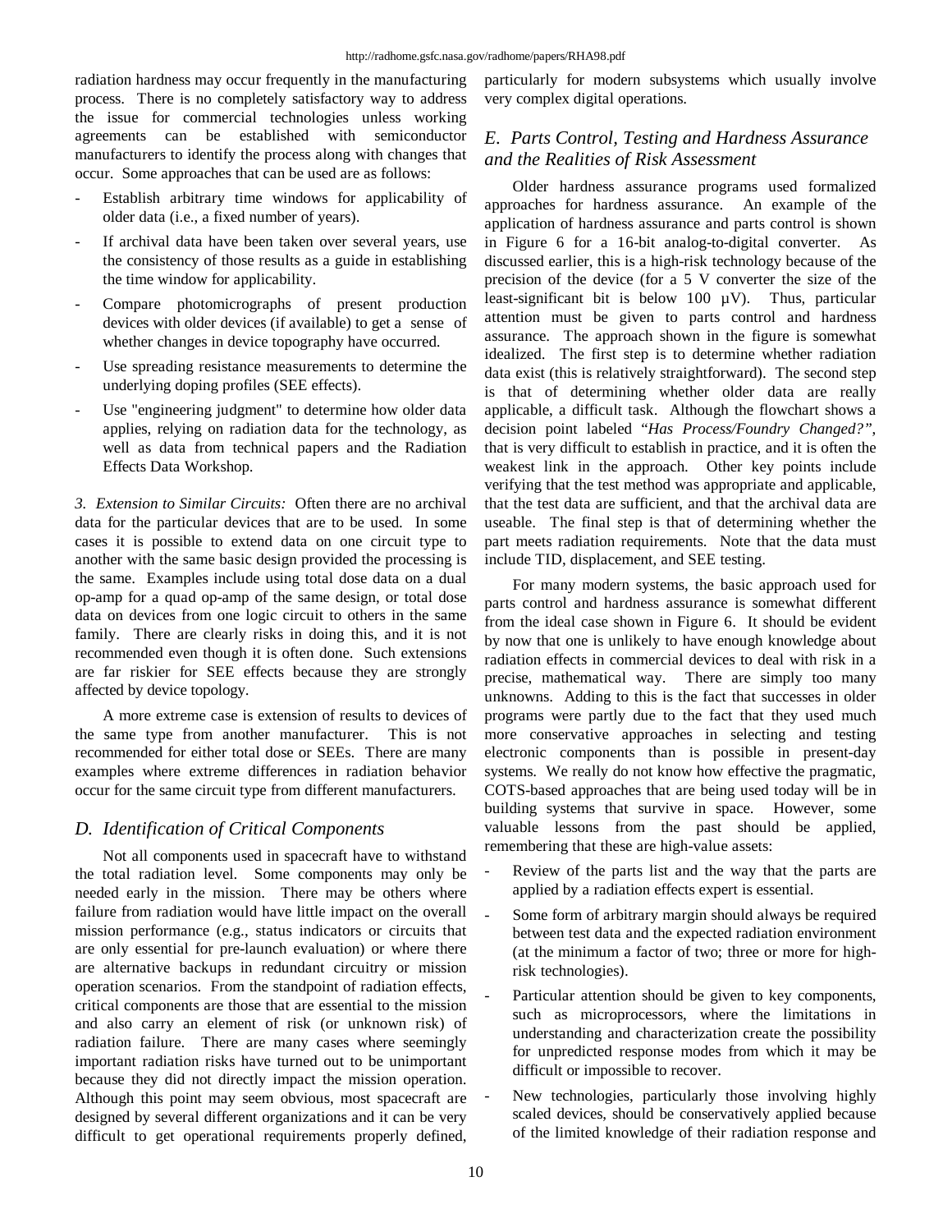radiation hardness may occur frequently in the manufacturing process. There is no completely satisfactory way to address the issue for commercial technologies unless working agreements can be established with semiconductor manufacturers to identify the process along with changes that occur. Some approaches that can be used are as follows:

- Establish arbitrary time windows for applicability of older data (i.e., a fixed number of years).
- If archival data have been taken over several years, use the consistency of those results as a guide in establishing the time window for applicability.
- Compare photomicrographs of present production devices with older devices (if available) to get a sense of whether changes in device topography have occurred.
- Use spreading resistance measurements to determine the underlying doping profiles (SEE effects).
- Use "engineering judgment" to determine how older data applies, relying on radiation data for the technology, as well as data from technical papers and the Radiation Effects Data Workshop.

*3. Extension to Similar Circuits:* Often there are no archival data for the particular devices that are to be used. In some cases it is possible to extend data on one circuit type to another with the same basic design provided the processing is the same. Examples include using total dose data on a dual op-amp for a quad op-amp of the same design, or total dose data on devices from one logic circuit to others in the same family. There are clearly risks in doing this, and it is not recommended even though it is often done. Such extensions are far riskier for SEE effects because they are strongly affected by device topology.

A more extreme case is extension of results to devices of the same type from another manufacturer. This is not recommended for either total dose or SEEs. There are many examples where extreme differences in radiation behavior occur for the same circuit type from different manufacturers.

## *D. Identification of Critical Components*

Not all components used in spacecraft have to withstand the total radiation level. Some components may only be needed early in the mission. There may be others where failure from radiation would have little impact on the overall mission performance (e.g., status indicators or circuits that are only essential for pre-launch evaluation) or where there are alternative backups in redundant circuitry or mission operation scenarios. From the standpoint of radiation effects, critical components are those that are essential to the mission and also carry an element of risk (or unknown risk) of radiation failure. There are many cases where seemingly important radiation risks have turned out to be unimportant because they did not directly impact the mission operation. Although this point may seem obvious, most spacecraft are designed by several different organizations and it can be very difficult to get operational requirements properly defined, particularly for modern subsystems which usually involve very complex digital operations.

## *E. Parts Control, Testing and Hardness Assurance and the Realities of Risk Assessment*

Older hardness assurance programs used formalized approaches for hardness assurance. An example of the application of hardness assurance and parts control is shown in Figure 6 for a 16-bit analog-to-digital converter. As discussed earlier, this is a high-risk technology because of the precision of the device (for a 5 V converter the size of the least-significant bit is below 100 µV). Thus, particular attention must be given to parts control and hardness assurance. The approach shown in the figure is somewhat idealized. The first step is to determine whether radiation data exist (this is relatively straightforward). The second step is that of determining whether older data are really applicable, a difficult task. Although the flowchart shows a decision point labeled "*Has Process/Foundry Changed?"*, that is very difficult to establish in practice, and it is often the weakest link in the approach. Other key points include verifying that the test method was appropriate and applicable, that the test data are sufficient, and that the archival data are useable. The final step is that of determining whether the part meets radiation requirements. Note that the data must include TID, displacement, and SEE testing.

For many modern systems, the basic approach used for parts control and hardness assurance is somewhat different from the ideal case shown in Figure 6. It should be evident by now that one is unlikely to have enough knowledge about radiation effects in commercial devices to deal with risk in a precise, mathematical way. There are simply too many unknowns. Adding to this is the fact that successes in older programs were partly due to the fact that they used much more conservative approaches in selecting and testing electronic components than is possible in present-day systems. We really do not know how effective the pragmatic, COTS-based approaches that are being used today will be in building systems that survive in space. However, some valuable lessons from the past should be applied, remembering that these are high-value assets:

- Review of the parts list and the way that the parts are applied by a radiation effects expert is essential.
- Some form of arbitrary margin should always be required between test data and the expected radiation environment (at the minimum a factor of two; three or more for high-risk technologies).
- Particular attention should be given to key components, such as microprocessors, where the limitations in understanding and characterization create the possibility for unpredicted response modes from which it may be difficult or impossible to recover.
- New technologies, particularly those involving highly scaled devices, should be conservatively applied because of the limited knowledge of their radiation response and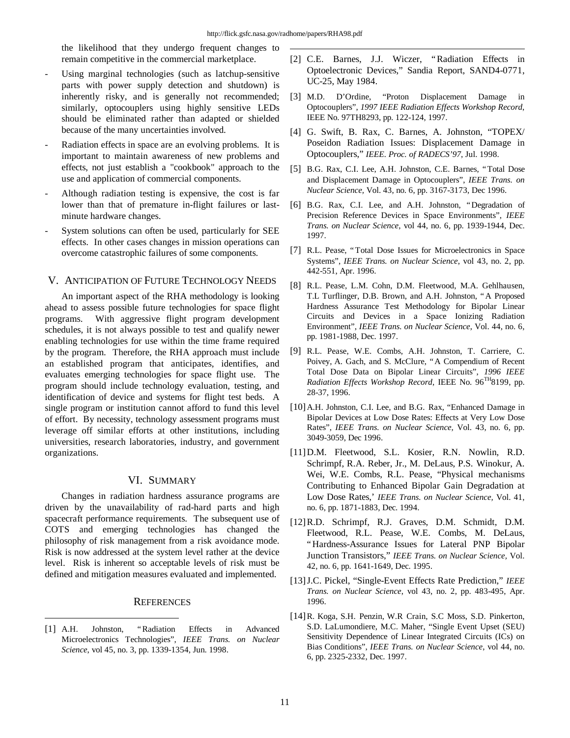the likelihood that they undergo frequent changes to remain competitive in the commercial marketplace.

- Using marginal technologies (such as latchup-sensitive parts with power supply detection and shutdown) is inherently risky, and is generally not recommended; similarly, optocouplers using highly sensitive LEDs should be eliminated rather than adapted or shielded because of the many uncertainties involved.
- Radiation effects in space are an evolving problems. It is important to maintain awareness of new problems and effects, not just establish a "cookbook" approach to the use and application of commercial components.
- Although radiation testing is expensive, the cost is far lower than that of premature in-flight failures or last-minute hardware changes.
- System solutions can often be used, particularly for SEE effects. In other cases changes in mission operations can overcome catastrophic failures of some components.

## V. Anticipation of Future Technology Needs

An important aspect of the RHA methodology is looking ahead to assess possible future technologies for space flight programs. With aggressive flight program development schedules, it is not always possible to test and qualify newer enabling technologies for use within the time frame required by the program. Therefore, the RHA approach must include an established program that anticipates, identifies, and evaluates emerging technologies for space flight use. The program should include technology evaluation, testing, and identification of device and systems for flight test beds. A single program or institution cannot afford to fund this level of effort. By necessity, technology assessment programs must leverage off similar efforts at other institutions, including universities, research laboratories, industry, and government organizations.

## VI. Summary

Changes in radiation hardness assurance programs are driven by the unavailability of rad-hard parts and high spacecraft performance requirements. The subsequent use of COTS and emerging technologies has changed the philosophy of risk management from a risk avoidance mode. Risk is now addressed at the system level rather at the device level. Risk is inherent so acceptable levels of risk must be defined and mitigation measures evaluated and implemented.

## References

[1] A.H. Johnston, "Radiation Effects in Advanced Microelectronics Technologies", *IEEE Trans. on Nuclear Science*, vol 45, no. 3, pp. 1339-1354, Jun. 1998.

[2] C.E. Barnes, J.J. Wiczer, "Radiation Effects in Optoelectronic Devices," Sandia Report, SAND4-0771, UC-25, May 1984.

[3] M.D. D'Ordine, "Proton Displacement Damage in Optocouplers", *1997 IEEE Radiation Effects Workshop Record*, IEEE No. 97TH8293, pp. 122-124, 1997.

[4] G. Swift, B. Rax, C. Barnes, A. Johnston, "TOPEX/ Poseidon Radiation Issues: Displacement Damage in Optocouplers," *IEEE. Proc. of RADECS'97*, Jul. 1998.

[5] B.G. Rax, C.I. Lee, A.H. Johnston, C.E. Barnes, "Total Dose and Displacement Damage in Optocouplers", *IEEE Trans. on Nuclear Science*, Vol. 43, no. 6, pp. 3167-3173, Dec 1996.

[6] B.G. Rax, C.I. Lee, and A.H. Johnston, "Degradation of Precision Reference Devices in Space Environments", *IEEE Trans. on Nuclear Science*, vol 44, no. 6, pp. 1939-1944, Dec. 1997.

[7] R.L. Pease, "Total Dose Issues for Microelectronics in Space Systems", *IEEE Trans. on Nuclear Science*, vol 43, no. 2, pp. 442-551, Apr. 1996.

[8] R.L. Pease, L.M. Cohn, D.M. Fleetwood, M.A. Gehlhausen, T.L Turflinger, D.B. Brown, and A.H. Johnston, "A Proposed Hardness Assurance Test Methodology for Bipolar Linear Circuits and Devices in a Space Ionizing Radiation Environment", *IEEE Trans. on Nuclear Science*, Vol. 44, no. 6, pp. 1981-1988, Dec. 1997.

[9] R.L. Pease, W.E. Combs, A.H. Johnston, T. Carriere, C. Poivey, A. Gach, and S. McClure, "A Compendium of Recent Total Dose Data on Bipolar Linear Circuits", *1996 IEEE Radiation Effects Workshop Record*, IEEE No. 96TH8199, pp. 28-37, 1996.

[10] A.H. Johnston, C.I. Lee, and B.G. Rax, "Enhanced Damage in Bipolar Devices at Low Dose Rates: Effects at Very Low Dose Rates", *IEEE Trans. on Nuclear Science*, Vol. 43, no. 6, pp. 3049-3059, Dec 1996.

[11] D.M. Fleetwood, S.L. Kosier, R.N. Nowlin, R.D. Schrimpf, R.A. Reber, Jr., M. DeLaus, P.S. Winokur, A. Wei, W.E. Combs, R.L. Pease, "Physical mechanisms Contributing to Enhanced Bipolar Gain Degradation at Low Dose Rates,' *IEEE Trans. on Nuclear Science*, Vol. 41, no. 6, pp. 1871-1883, Dec. 1994.

[12] R.D. Schrimpf, R.J. Graves, D.M. Schmidt, D.M. Fleetwood, R.L. Pease, W.E. Combs, M. DeLaus, "Hardness-Assurance Issues for Lateral PNP Bipolar Junction Transistors," *IEEE Trans. on Nuclear Science*, Vol. 42, no. 6, pp. 1641-1649, Dec. 1995.

[13] J.C. Pickel, "Single-Event Effects Rate Prediction," *IEEE Trans. on Nuclear Science*, vol 43, no. 2, pp. 483-495, Apr. 1996.

[14] R. Koga, S.H. Penzin, W.R Crain, S.C Moss, S.D. Pinkerton, S.D. LaLumondiere, M.C. Maher, "Single Event Upset (SEU) Sensitivity Dependence of Linear Integrated Circuits (ICs) on Bias Conditions", *IEEE Trans. on Nuclear Science*, vol 44, no. 6, pp. 2325-2332, Dec. 1997.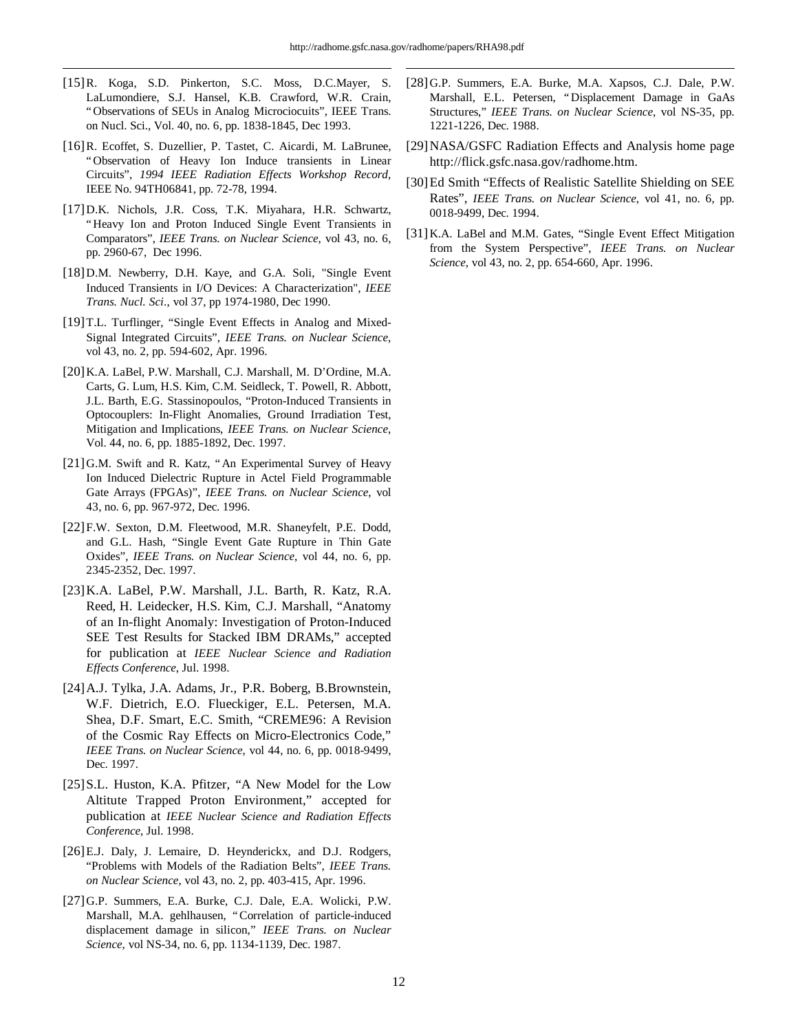[15] R. Koga, S.D. Pinkerton, S.C. Moss, D.C.Mayer, S. LaLumondiere, S.J. Hansel, K.B. Crawford, W.R. Crain, "Observations of SEUs in Analog Microciocuits", IEEE Trans. on Nucl. Sci., Vol. 40, no. 6, pp. 1838-1845, Dec 1993.

[16] R. Ecoffet, S. Duzellier, P. Tastet, C. Aicardi, M. LaBrunee, "Observation of Heavy Ion Induce transients in Linear Circuits", *1994 IEEE Radiation Effects Workshop Record*, IEEE No. 94TH06841, pp. 72-78, 1994.

[17] D.K. Nichols, J.R. Coss, T.K. Miyahara, H.R. Schwartz, "Heavy Ion and Proton Induced Single Event Transients in Comparators", *IEEE Trans. on Nuclear Science*, vol 43, no. 6, pp. 2960-67, Dec 1996.

[18] D.M. Newberry, D.H. Kaye, and G.A. Soli, "Single Event Induced Transients in I/O Devices: A Characterization", *IEEE Trans. Nucl. Sci*., vol 37, pp 1974-1980, Dec 1990.

[19] T.L. Turflinger, "Single Event Effects in Analog and Mixed-Signal Integrated Circuits", *IEEE Trans. on Nuclear Science*, vol 43, no. 2, pp. 594-602, Apr. 1996.

[20] K.A. LaBel, P.W. Marshall, C.J. Marshall, M. D'Ordine, M.A. Carts, G. Lum, H.S. Kim, C.M. Seidleck, T. Powell, R. Abbott, J.L. Barth, E.G. Stassinopoulos, "Proton-Induced Transients in Optocouplers: In-Flight Anomalies, Ground Irradiation Test, Mitigation and Implications, *IEEE Trans. on Nuclear Science*, Vol. 44, no. 6, pp. 1885-1892, Dec. 1997.

[21] G.M. Swift and R. Katz, "An Experimental Survey of Heavy Ion Induced Dielectric Rupture in Actel Field Programmable Gate Arrays (FPGAs)", *IEEE Trans. on Nuclear Science*, vol 43, no. 6, pp. 967-972, Dec. 1996.

[22] F.W. Sexton, D.M. Fleetwood, M.R. Shaneyfelt, P.E. Dodd, and G.L. Hash, "Single Event Gate Rupture in Thin Gate Oxides", *IEEE Trans. on Nuclear Science*, vol 44, no. 6, pp. 2345-2352, Dec. 1997.

[23] K.A. LaBel, P.W. Marshall, J.L. Barth, R. Katz, R.A. Reed, H. Leidecker, H.S. Kim, C.J. Marshall, "Anatomy of an In-flight Anomaly: Investigation of Proton-Induced SEE Test Results for Stacked IBM DRAMs," accepted for publication at *IEEE Nuclear Science and Radiation Effects Conference*, Jul. 1998.

[24] A.J. Tylka, J.A. Adams, Jr., P.R. Boberg, B.Brownstein, W.F. Dietrich, E.O. Flueckiger, E.L. Petersen, M.A. Shea, D.F. Smart, E.C. Smith, "CREME96: A Revision of the Cosmic Ray Effects on Micro-Electronics Code," *IEEE Trans. on Nuclear Science*, vol 44, no. 6, pp. 0018-9499, Dec. 1997.

[25] S.L. Huston, K.A. Pfitzer, "A New Model for the Low Altitute Trapped Proton Environment," accepted for publication at *IEEE Nuclear Science and Radiation Effects Conference*, Jul. 1998.

[26] E.J. Daly, J. Lemaire, D. Heynderickx, and D.J. Rodgers, "Problems with Models of the Radiation Belts", *IEEE Trans. on Nuclear Science*, vol 43, no. 2, pp. 403-415, Apr. 1996.

[27] G.P. Summers, E.A. Burke, C.J. Dale, E.A. Wolicki, P.W. Marshall, M.A. gehlhausen, "Correlation of particle-induced displacement damage in silicon," *IEEE Trans. on Nuclear Science*, vol NS-34, no. 6, pp. 1134-1139, Dec. 1987.

[28] G.P. Summers, E.A. Burke, M.A. Xapsos, C.J. Dale, P.W. Marshall, E.L. Petersen, "Displacement Damage in GaAs Structures," *IEEE Trans. on Nuclear Science*, vol NS-35, pp. 1221-1226, Dec. 1988.

[29] NASA/GSFC Radiation Effects and Analysis home page http://flick.gsfc.nasa.gov/radhome.htm.

[30] Ed Smith "Effects of Realistic Satellite Shielding on SEE Rates", *IEEE Trans. on Nuclear Science*, vol 41, no. 6, pp. 0018-9499, Dec. 1994.

[31] K.A. LaBel and M.M. Gates, "Single Event Effect Mitigation from the System Perspective", *IEEE Trans. on Nuclear Science*, vol 43, no. 2, pp. 654-660, Apr. 1996.